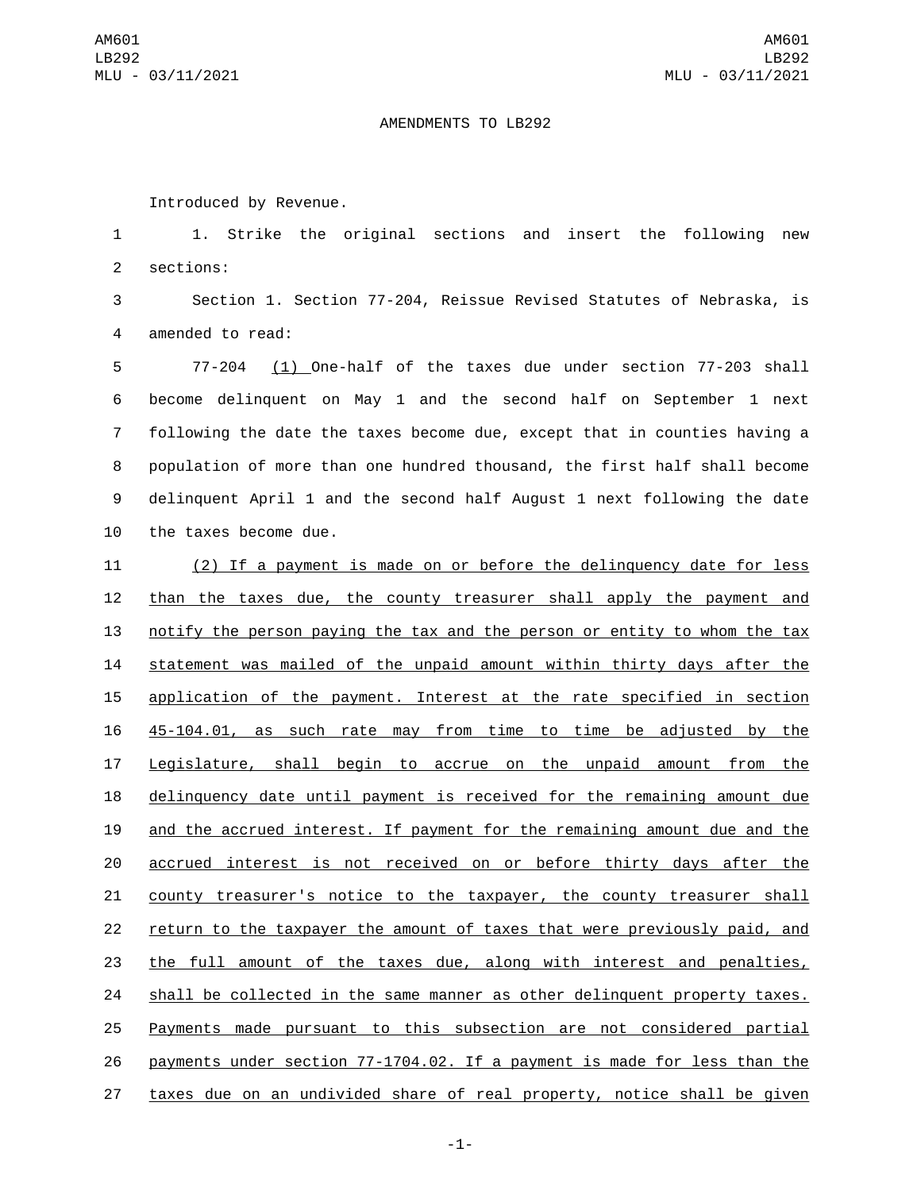AMENDMENTS TO LB292

Introduced by Revenue.

1. Strike the original sections and insert the following new sections:

Section 1. Section 77-204, Reissue Revised Statutes of Nebraska, is amended to read:

77-204 (1) One-half of the taxes due under section 77-203 shall become delinquent on May 1 and the second half on September 1 next following the date the taxes become due, except that in counties having a population of more than one hundred thousand, the first half shall become delinquent April 1 and the second half August 1 next following the date the taxes become due.

(2) If a payment is made on or before the delinquency date for less than the taxes due, the county treasurer shall apply the payment and notify the person paying the tax and the person or entity to whom the tax statement was mailed of the unpaid amount within thirty days after the application of the payment. Interest at the rate specified in section 45-104.01, as such rate may from time to time be adjusted by the Legislature, shall begin to accrue on the unpaid amount from the delinquency date until payment is received for the remaining amount due and the accrued interest. If payment for the remaining amount due and the accrued interest is not received on or before thirty days after the county treasurer's notice to the taxpayer, the county treasurer shall return to the taxpayer the amount of taxes that were previously paid, and the full amount of the taxes due, along with interest and penalties, shall be collected in the same manner as other delinquent property taxes. Payments made pursuant to this subsection are not considered partial payments under section 77-1704.02. If a payment is made for less than the taxes due on an undivided share of real property, notice shall be given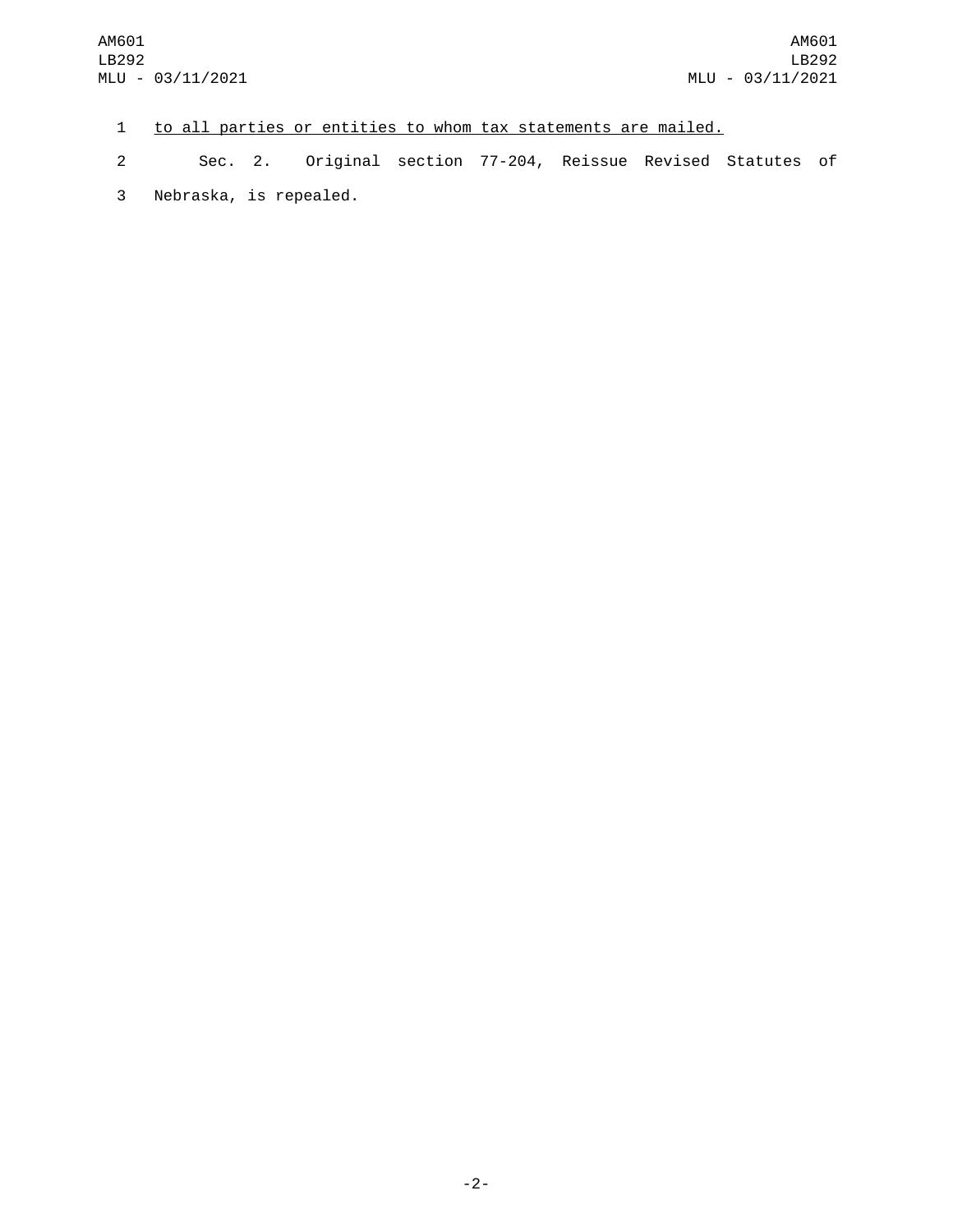to all parties or entities to whom tax statements are mailed.

Sec. 2. Original section 77-204, Reissue Revised Statutes of Nebraska, is repealed.